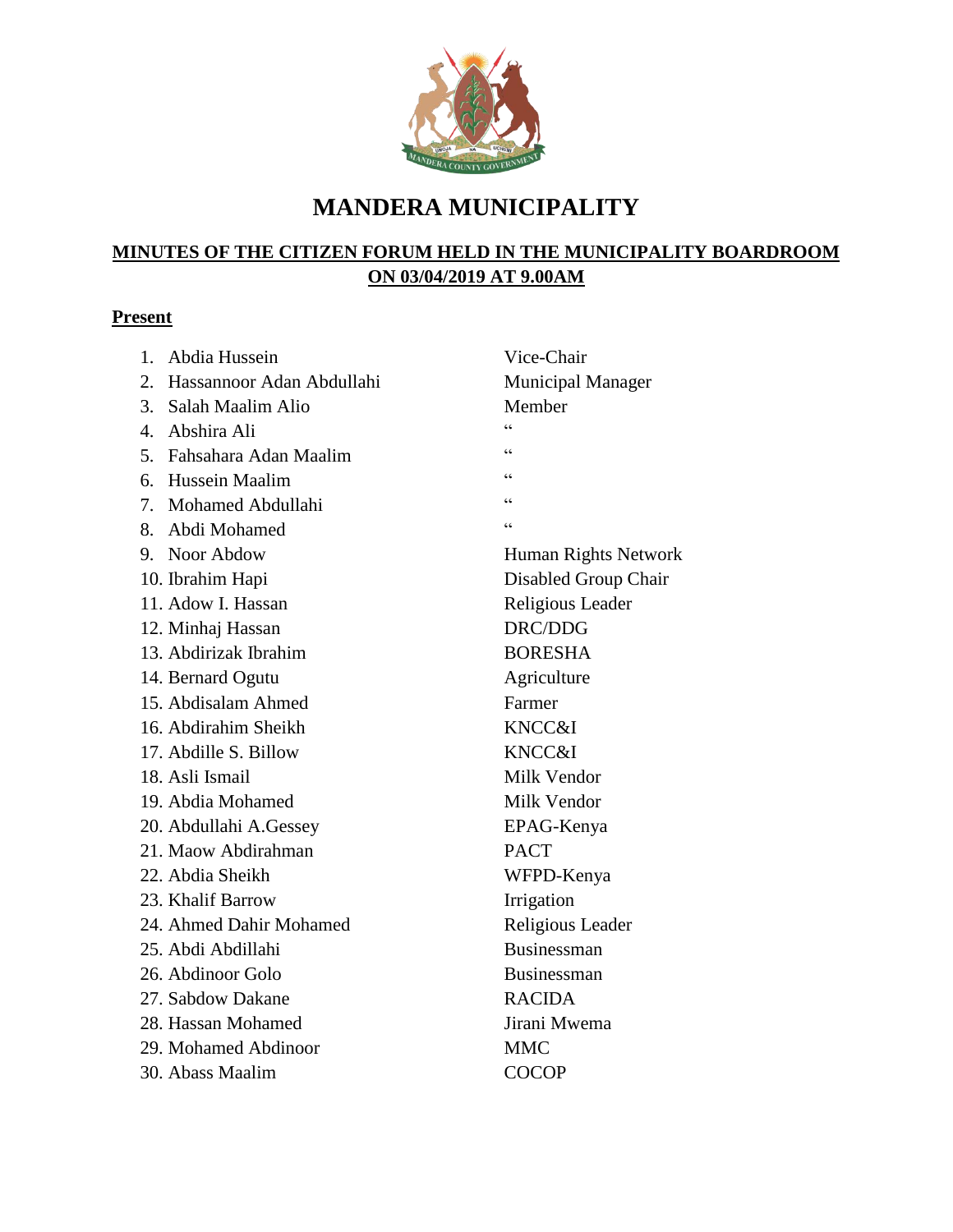# MANDERA MUNICIPALITY

## MINUTES OF THE CITIZEN FORUM HELD IN THE MUNICIPALITY BOARDROOM ON 03/04/2019 AT 9.00AM

**Present**

| | Name | Designation |
|---|---|---|
| 1. | Abdia Hussein | Vice-Chair |
| 2. | Hassannoor Adan Abdullahi | Municipal Manager |
| 3. | Salah Maalim Alio | Member |
| 4. | Abshira Ali | " |
| 5. | Fahsahara Adan Maalim | " |
| 6. | Hussein Maalim | " |
| 7. | Mohamed Abdullahi | " |
| 8. | Abdi Mohamed | " |
| 9. | Noor Abdow | Human Rights Network |
| 10. | Ibrahim Hapi | Disabled Group Chair |
| 11. | Adow I. Hassan | Religious Leader |
| 12. | Minhaj Hassan | DRC/DDG |
| 13. | Abdirizak Ibrahim | BORESHA |
| 14. | Bernard Ogutu | Agriculture |
| 15. | Abdisalam Ahmed | Farmer |
| 16. | Abdirahim Sheikh | KNCC&I |
| 17. | Abdille S. Billow | KNCC&I |
| 18. | Asli Ismail | Milk Vendor |
| 19. | Abdia Mohamed | Milk Vendor |
| 20. | Abdullahi A.Gessey | EPAG-Kenya |
| 21. | Maow Abdirahman | PACT |
| 22. | Abdia Sheikh | WFPD-Kenya |
| 23. | Khalif Barrow | Irrigation |
| 24. | Ahmed Dahir Mohamed | Religious Leader |
| 25. | Abdi Abdillahi | Businessman |
| 26. | Abdinoor Golo | Businessman |
| 27. | Sabdow Dakane | RACIDA |
| 28. | Hassan Mohamed | Jirani Mwema |
| 29. | Mohamed Abdinoor | MMC |
| 30. | Abass Maalim | COCOP |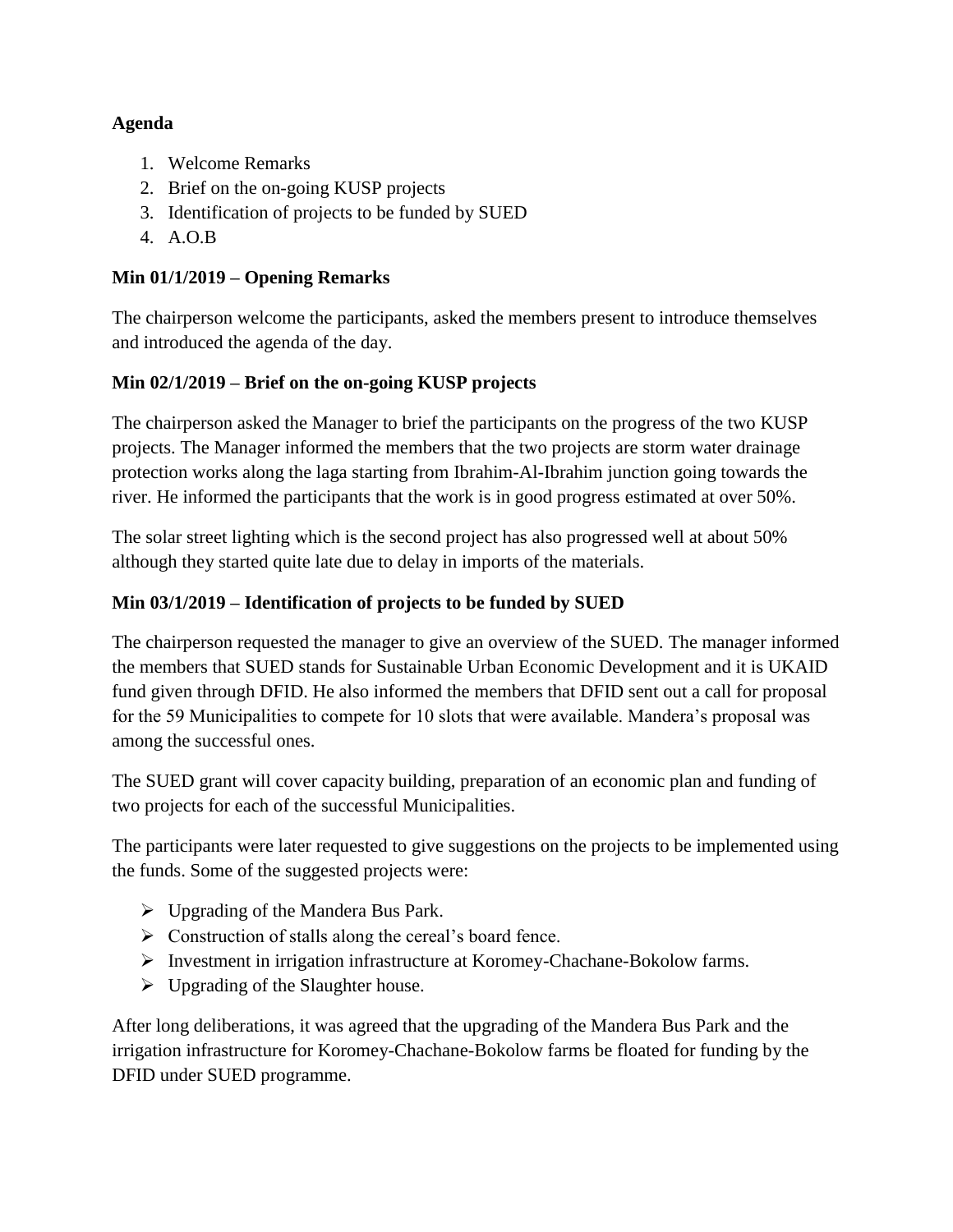**Agenda**

1. Welcome Remarks
2. Brief on the on-going KUSP projects
3. Identification of projects to be funded by SUED
4. A.O.B

**Min 01/1/2019 – Opening Remarks**

The chairperson welcome the participants, asked the members present to introduce themselves and introduced the agenda of the day.

**Min 02/1/2019 – Brief on the on-going KUSP projects**

The chairperson asked the Manager to brief the participants on the progress of the two KUSP projects. The Manager informed the members that the two projects are storm water drainage protection works along the laga starting from Ibrahim-Al-Ibrahim junction going towards the river. He informed the participants that the work is in good progress estimated at over 50%.

The solar street lighting which is the second project has also progressed well at about 50% although they started quite late due to delay in imports of the materials.

**Min 03/1/2019 – Identification of projects to be funded by SUED**

The chairperson requested the manager to give an overview of the SUED. The manager informed the members that SUED stands for Sustainable Urban Economic Development and it is UKAID fund given through DFID. He also informed the members that DFID sent out a call for proposal for the 59 Municipalities to compete for 10 slots that were available. Mandera's proposal was among the successful ones.

The SUED grant will cover capacity building, preparation of an economic plan and funding of two projects for each of the successful Municipalities.

The participants were later requested to give suggestions on the projects to be implemented using the funds. Some of the suggested projects were:

- Upgrading of the Mandera Bus Park.
- Construction of stalls along the cereal's board fence.
- Investment in irrigation infrastructure at Koromey-Chachane-Bokolow farms.
- Upgrading of the Slaughter house.

After long deliberations, it was agreed that the upgrading of the Mandera Bus Park and the irrigation infrastructure for Koromey-Chachane-Bokolow farms be floated for funding by the DFID under SUED programme.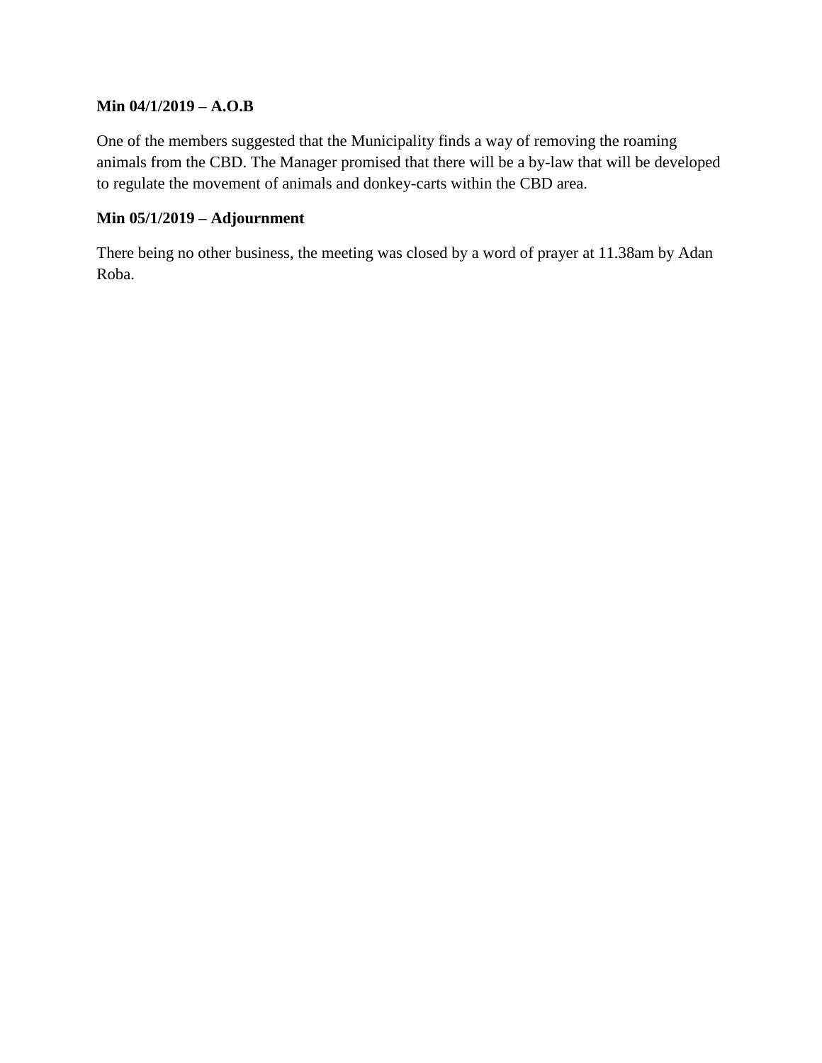**Min 04/1/2019 – A.O.B**

One of the members suggested that the Municipality finds a way of removing the roaming animals from the CBD. The Manager promised that there will be a by-law that will be developed to regulate the movement of animals and donkey-carts within the CBD area.

**Min 05/1/2019 – Adjournment**

There being no other business, the meeting was closed by a word of prayer at 11.38am by Adan Roba.